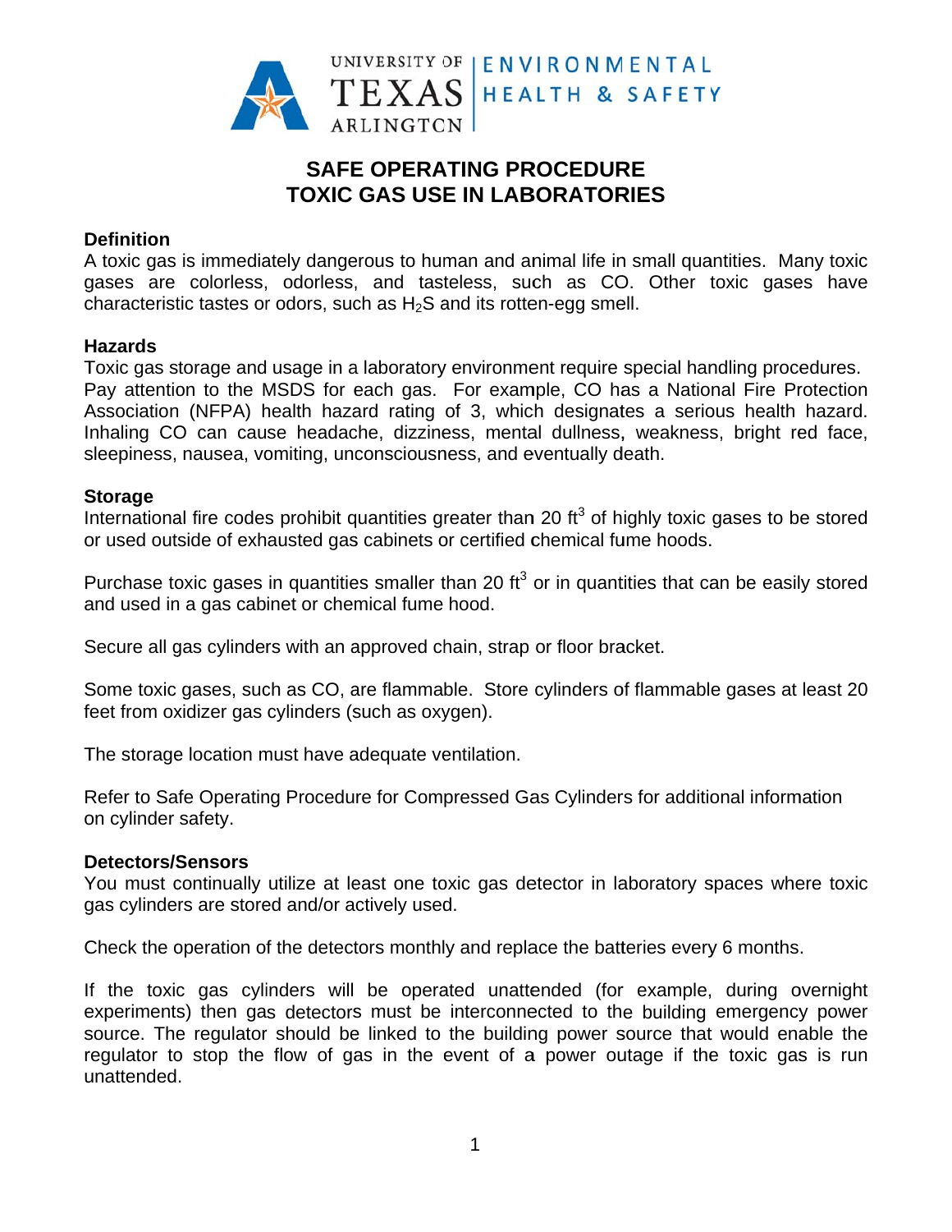UNIVERSITY OF TEXAS ARLINGTON | ENVIRONMENTAL HEALTH & SAFETY

# SAFE OPERATING PROCEDURE
# TOXIC GAS USE IN LABORATORIES

## Definition

A toxic gas is immediately dangerous to human and animal life in small quantities. Many toxic gases are colorless, odorless, and tasteless, such as CO. Other toxic gases have characteristic tastes or odors, such as $H_2S$ and its rotten-egg smell.

## Hazards

Toxic gas storage and usage in a laboratory environment require special handling procedures. Pay attention to the MSDS for each gas. For example, CO has a National Fire Protection Association (NFPA) health hazard rating of 3, which designates a serious health hazard. Inhaling CO can cause headache, dizziness, mental dullness, weakness, bright red face, sleepiness, nausea, vomiting, unconsciousness, and eventually death.

## Storage

International fire codes prohibit quantities greater than 20 $ft^3$ of highly toxic gases to be stored or used outside of exhausted gas cabinets or certified chemical fume hoods.

Purchase toxic gases in quantities smaller than 20 $ft^3$ or in quantities that can be easily stored and used in a gas cabinet or chemical fume hood.

Secure all gas cylinders with an approved chain, strap or floor bracket.

Some toxic gases, such as CO, are flammable. Store cylinders of flammable gases at least 20 feet from oxidizer gas cylinders (such as oxygen).

The storage location must have adequate ventilation.

Refer to Safe Operating Procedure for Compressed Gas Cylinders for additional information on cylinder safety.

## Detectors/Sensors

You must continually utilize at least one toxic gas detector in laboratory spaces where toxic gas cylinders are stored and/or actively used.

Check the operation of the detectors monthly and replace the batteries every 6 months.

If the toxic gas cylinders will be operated unattended (for example, during overnight experiments) then gas detectors must be interconnected to the building emergency power source. The regulator should be linked to the building power source that would enable the regulator to stop the flow of gas in the event of a power outage if the toxic gas is run unattended.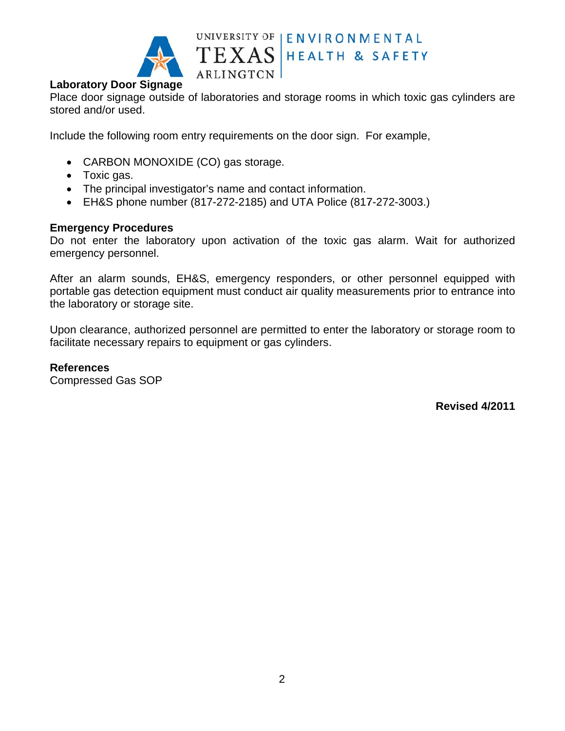## Laboratory Door Signage

Place door signage outside of laboratories and storage rooms in which toxic gas cylinders are stored and/or used.

Include the following room entry requirements on the door sign. For example,

- CARBON MONOXIDE (CO) gas storage.
- Toxic gas.
- The principal investigator's name and contact information.
- EH&S phone number (817-272-2185) and UTA Police (817-272-3003.)

## Emergency Procedures

Do not enter the laboratory upon activation of the toxic gas alarm. Wait for authorized emergency personnel.

After an alarm sounds, EH&S, emergency responders, or other personnel equipped with portable gas detection equipment must conduct air quality measurements prior to entrance into the laboratory or storage site.

Upon clearance, authorized personnel are permitted to enter the laboratory or storage room to facilitate necessary repairs to equipment or gas cylinders.

## References

Compressed Gas SOP

**Revised 4/2011**